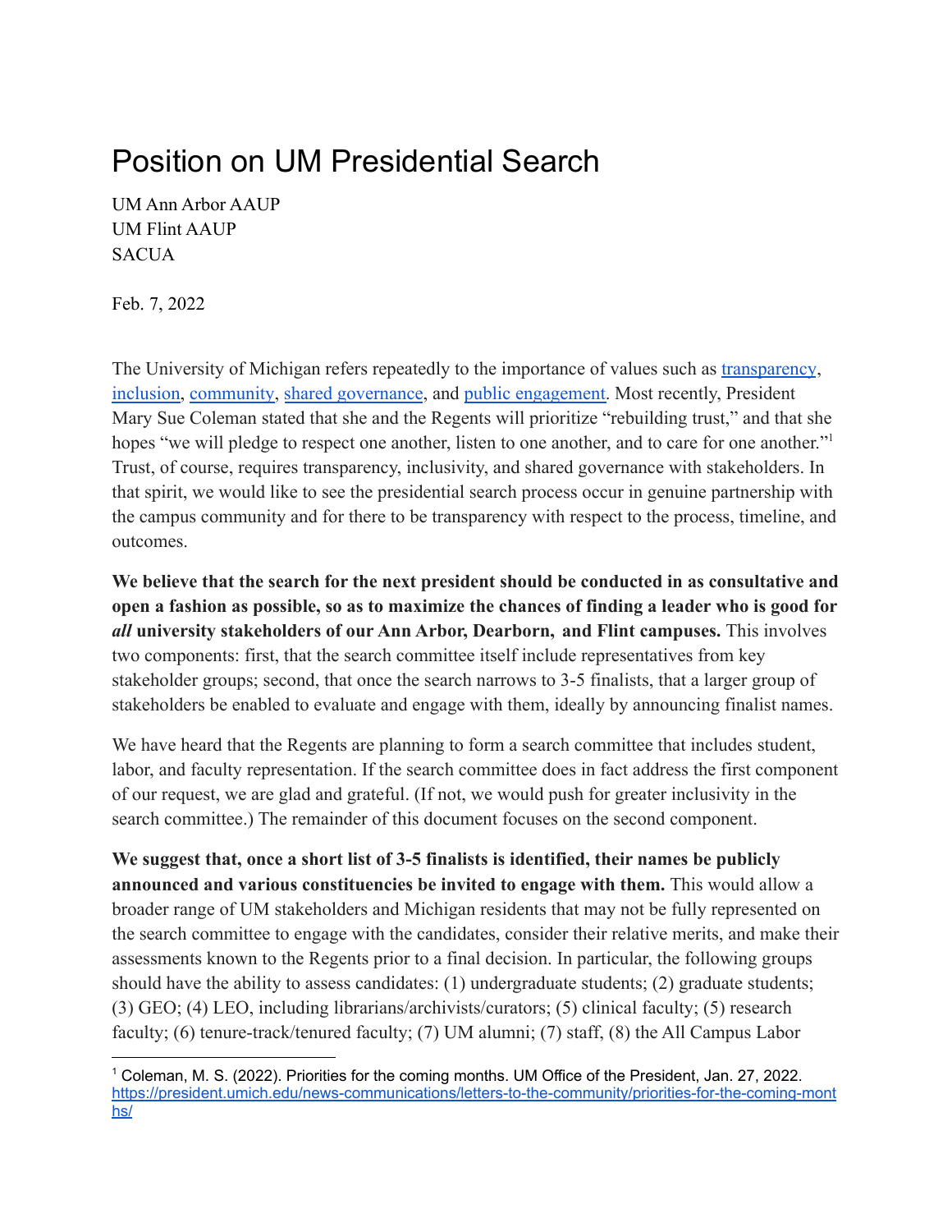# Position on UM Presidential Search

UM Ann Arbor AAUP
UM Flint AAUP
SACUA

Feb. 7, 2022

The University of Michigan refers repeatedly to the importance of values such as transparency, inclusion, community, shared governance, and public engagement. Most recently, President Mary Sue Coleman stated that she and the Regents will prioritize "rebuilding trust," and that she hopes "we will pledge to respect one another, listen to one another, and to care for one another."[1] Trust, of course, requires transparency, inclusivity, and shared governance with stakeholders. In that spirit, we would like to see the presidential search process occur in genuine partnership with the campus community and for there to be transparency with respect to the process, timeline, and outcomes.

**We believe that the search for the next president should be conducted in as consultative and open a fashion as possible, so as to maximize the chances of finding a leader who is good for *all* university stakeholders of our Ann Arbor, Dearborn, and Flint campuses.** This involves two components: first, that the search committee itself include representatives from key stakeholder groups; second, that once the search narrows to 3-5 finalists, that a larger group of stakeholders be enabled to evaluate and engage with them, ideally by announcing finalist names.

We have heard that the Regents are planning to form a search committee that includes student, labor, and faculty representation. If the search committee does in fact address the first component of our request, we are glad and grateful. (If not, we would push for greater inclusivity in the search committee.) The remainder of this document focuses on the second component.

**We suggest that, once a short list of 3-5 finalists is identified, their names be publicly announced and various constituencies be invited to engage with them.** This would allow a broader range of UM stakeholders and Michigan residents that may not be fully represented on the search committee to engage with the candidates, consider their relative merits, and make their assessments known to the Regents prior to a final decision. In particular, the following groups should have the ability to assess candidates: (1) undergraduate students; (2) graduate students; (3) GEO; (4) LEO, including librarians/archivists/curators; (5) clinical faculty; (5) research faculty; (6) tenure-track/tenured faculty; (7) UM alumni; (7) staff, (8) the All Campus Labor

[1] Coleman, M. S. (2022). Priorities for the coming months. UM Office of the President, Jan. 27, 2022. https://president.umich.edu/news-communications/letters-to-the-community/priorities-for-the-coming-months/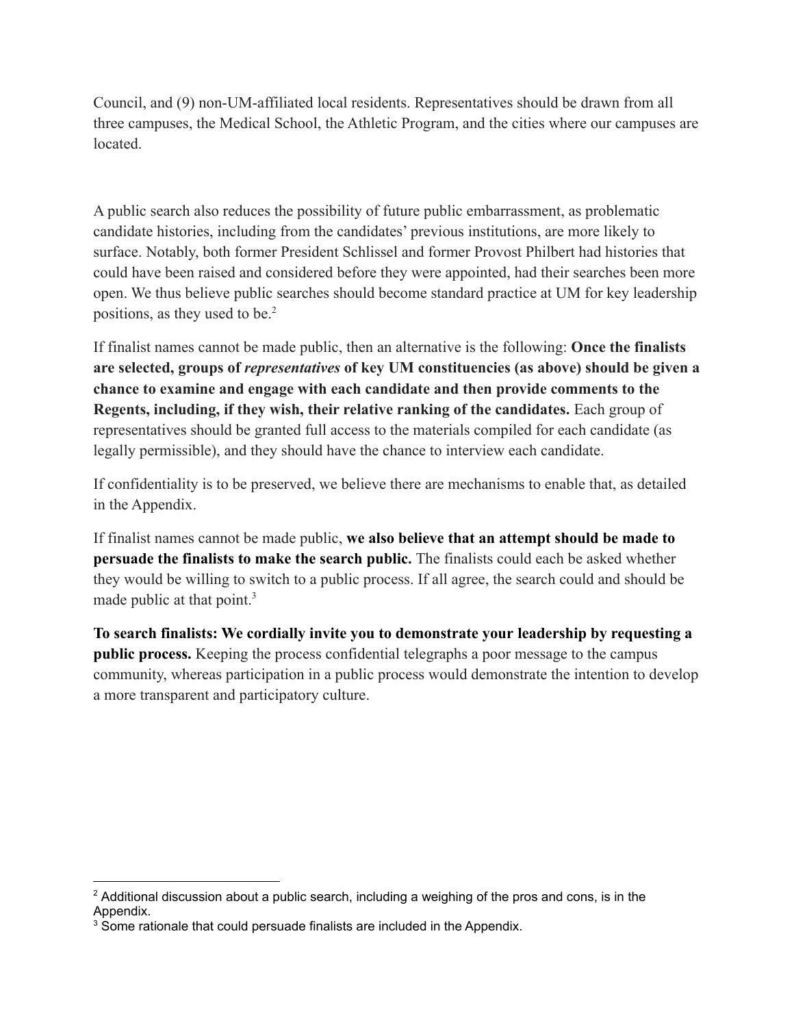Council, and (9) non-UM-affiliated local residents. Representatives should be drawn from all three campuses, the Medical School, the Athletic Program, and the cities where our campuses are located.

A public search also reduces the possibility of future public embarrassment, as problematic candidate histories, including from the candidates' previous institutions, are more likely to surface. Notably, both former President Schlissel and former Provost Philbert had histories that could have been raised and considered before they were appointed, had their searches been more open. We thus believe public searches should become standard practice at UM for key leadership positions, as they used to be.[2]

If finalist names cannot be made public, then an alternative is the following: **Once the finalists are selected, groups of *representatives* of key UM constituencies (as above) should be given a chance to examine and engage with each candidate and then provide comments to the Regents, including, if they wish, their relative ranking of the candidates.** Each group of representatives should be granted full access to the materials compiled for each candidate (as legally permissible), and they should have the chance to interview each candidate.

If confidentiality is to be preserved, we believe there are mechanisms to enable that, as detailed in the Appendix.

If finalist names cannot be made public, **we also believe that an attempt should be made to persuade the finalists to make the search public.** The finalists could each be asked whether they would be willing to switch to a public process. If all agree, the search could and should be made public at that point.[3]

**To search finalists: We cordially invite you to demonstrate your leadership by requesting a public process.** Keeping the process confidential telegraphs a poor message to the campus community, whereas participation in a public process would demonstrate the intention to develop a more transparent and participatory culture.

[2] Additional discussion about a public search, including a weighing of the pros and cons, is in the Appendix.

[3] Some rationale that could persuade finalists are included in the Appendix.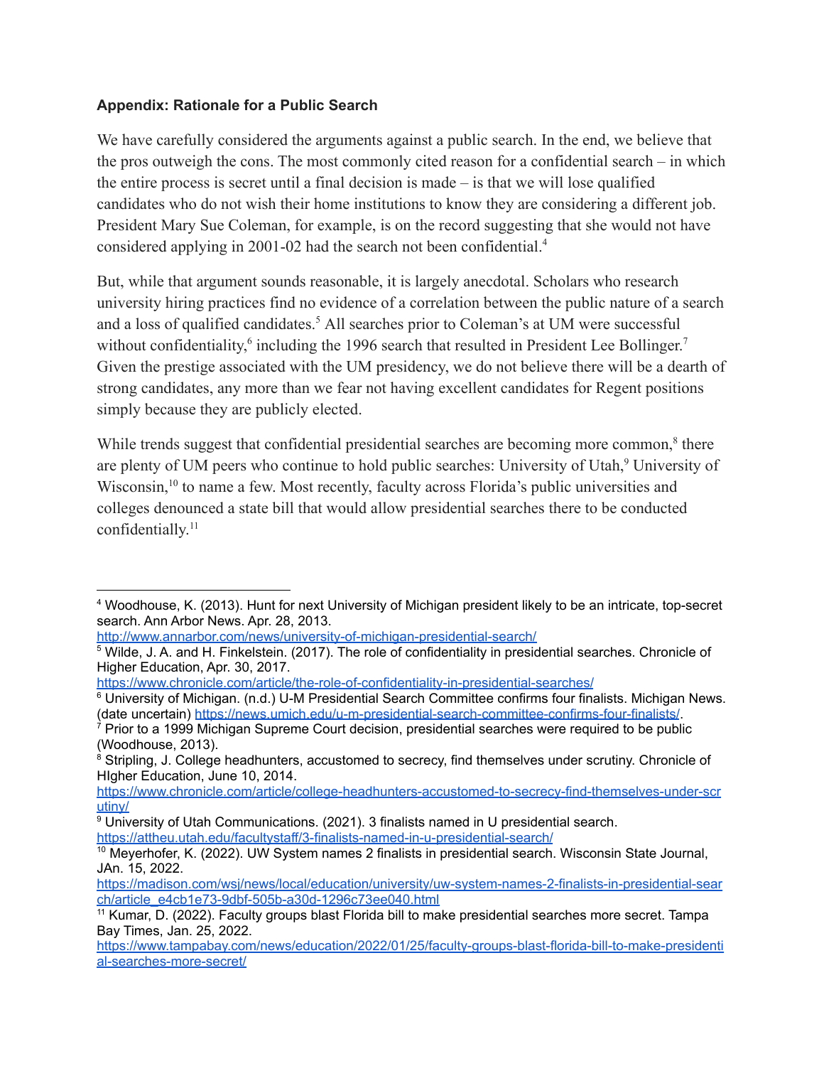**Appendix: Rationale for a Public Search**

We have carefully considered the arguments against a public search. In the end, we believe that the pros outweigh the cons. The most commonly cited reason for a confidential search – in which the entire process is secret until a final decision is made – is that we will lose qualified candidates who do not wish their home institutions to know they are considering a different job. President Mary Sue Coleman, for example, is on the record suggesting that she would not have considered applying in 2001-02 had the search not been confidential.[4]

But, while that argument sounds reasonable, it is largely anecdotal. Scholars who research university hiring practices find no evidence of a correlation between the public nature of a search and a loss of qualified candidates.[5] All searches prior to Coleman's at UM were successful without confidentiality,[6] including the 1996 search that resulted in President Lee Bollinger.[7] Given the prestige associated with the UM presidency, we do not believe there will be a dearth of strong candidates, any more than we fear not having excellent candidates for Regent positions simply because they are publicly elected.

While trends suggest that confidential presidential searches are becoming more common,[8] there are plenty of UM peers who continue to hold public searches: University of Utah,[9] University of Wisconsin,[10] to name a few. Most recently, faculty across Florida's public universities and colleges denounced a state bill that would allow presidential searches there to be conducted confidentially.[11]

---

[4] Woodhouse, K. (2013). Hunt for next University of Michigan president likely to be an intricate, top-secret search. Ann Arbor News. Apr. 28, 2013. http://www.annarbor.com/news/university-of-michigan-presidential-search/

[5] Wilde, J. A. and H. Finkelstein. (2017). The role of confidentiality in presidential searches. Chronicle of Higher Education, Apr. 30, 2017. https://www.chronicle.com/article/the-role-of-confidentiality-in-presidential-searches/

[6] University of Michigan. (n.d.) U-M Presidential Search Committee confirms four finalists. Michigan News. (date uncertain) https://news.umich.edu/u-m-presidential-search-committee-confirms-four-finalists/.

[7] Prior to a 1999 Michigan Supreme Court decision, presidential searches were required to be public (Woodhouse, 2013).

[8] Stripling, J. College headhunters, accustomed to secrecy, find themselves under scrutiny. Chronicle of HIgher Education, June 10, 2014. https://www.chronicle.com/article/college-headhunters-accustomed-to-secrecy-find-themselves-under-scrutiny/

[9] University of Utah Communications. (2021). 3 finalists named in U presidential search. https://attheu.utah.edu/facultystaff/3-finalists-named-in-u-presidential-search/

[10] Meyerhofer, K. (2022). UW System names 2 finalists in presidential search. Wisconsin State Journal, JAn. 15, 2022. https://madison.com/wsj/news/local/education/university/uw-system-names-2-finalists-in-presidential-search/article_e4cb1e73-9dbf-505b-a30d-1296c73ee040.html

[11] Kumar, D. (2022). Faculty groups blast Florida bill to make presidential searches more secret. Tampa Bay Times, Jan. 25, 2022. https://www.tampabay.com/news/education/2022/01/25/faculty-groups-blast-florida-bill-to-make-presidential-searches-more-secret/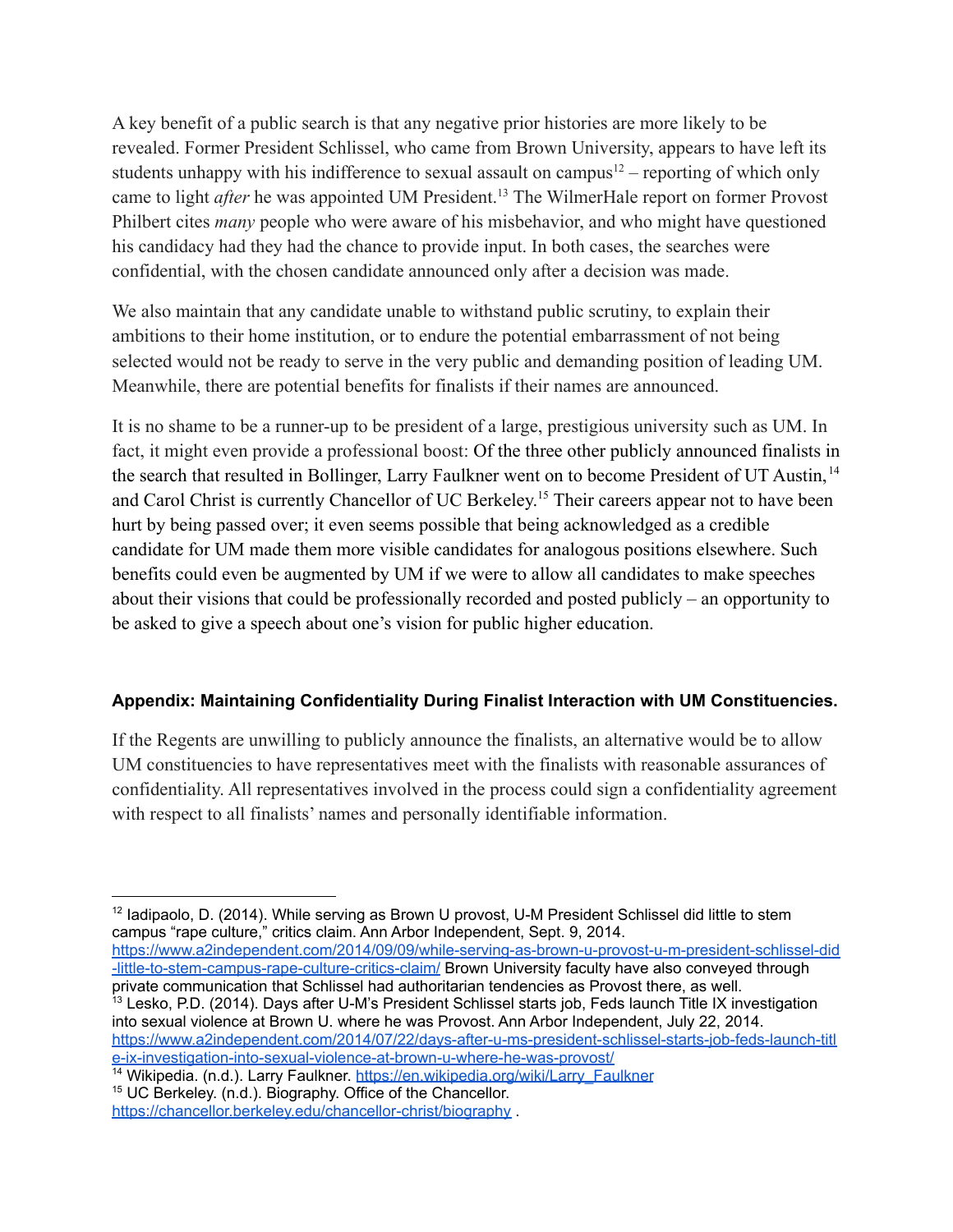A key benefit of a public search is that any negative prior histories are more likely to be revealed. Former President Schlissel, who came from Brown University, appears to have left its students unhappy with his indifference to sexual assault on campus[12] – reporting of which only came to light *after* he was appointed UM President.[13] The WilmerHale report on former Provost Philbert cites *many* people who were aware of his misbehavior, and who might have questioned his candidacy had they had the chance to provide input. In both cases, the searches were confidential, with the chosen candidate announced only after a decision was made.

We also maintain that any candidate unable to withstand public scrutiny, to explain their ambitions to their home institution, or to endure the potential embarrassment of not being selected would not be ready to serve in the very public and demanding position of leading UM. Meanwhile, there are potential benefits for finalists if their names are announced.

It is no shame to be a runner-up to be president of a large, prestigious university such as UM. In fact, it might even provide a professional boost: Of the three other publicly announced finalists in the search that resulted in Bollinger, Larry Faulkner went on to become President of UT Austin,[14] and Carol Christ is currently Chancellor of UC Berkeley.[15] Their careers appear not to have been hurt by being passed over; it even seems possible that being acknowledged as a credible candidate for UM made them more visible candidates for analogous positions elsewhere. Such benefits could even be augmented by UM if we were to allow all candidates to make speeches about their visions that could be professionally recorded and posted publicly – an opportunity to be asked to give a speech about one's vision for public higher education.

### Appendix: Maintaining Confidentiality During Finalist Interaction with UM Constituencies.

If the Regents are unwilling to publicly announce the finalists, an alternative would be to allow UM constituencies to have representatives meet with the finalists with reasonable assurances of confidentiality. All representatives involved in the process could sign a confidentiality agreement with respect to all finalists' names and personally identifiable information.

---

[12] Iadipaolo, D. (2014). While serving as Brown U provost, U-M President Schlissel did little to stem campus "rape culture," critics claim. Ann Arbor Independent, Sept. 9, 2014. https://www.a2independent.com/2014/09/09/while-serving-as-brown-u-provost-u-m-president-schlissel-did-little-to-stem-campus-rape-culture-critics-claim/ Brown University faculty have also conveyed through private communication that Schlissel had authoritarian tendencies as Provost there, as well.

[13] Lesko, P.D. (2014). Days after U-M's President Schlissel starts job, Feds launch Title IX investigation into sexual violence at Brown U. where he was Provost. Ann Arbor Independent, July 22, 2014. https://www.a2independent.com/2014/07/22/days-after-u-ms-president-schlissel-starts-job-feds-launch-title-ix-investigation-into-sexual-violence-at-brown-u-where-he-was-provost/

[14] Wikipedia. (n.d.). Larry Faulkner. https://en.wikipedia.org/wiki/Larry_Faulkner

[15] UC Berkeley. (n.d.). Biography. Office of the Chancellor. https://chancellor.berkeley.edu/chancellor-christ/biography .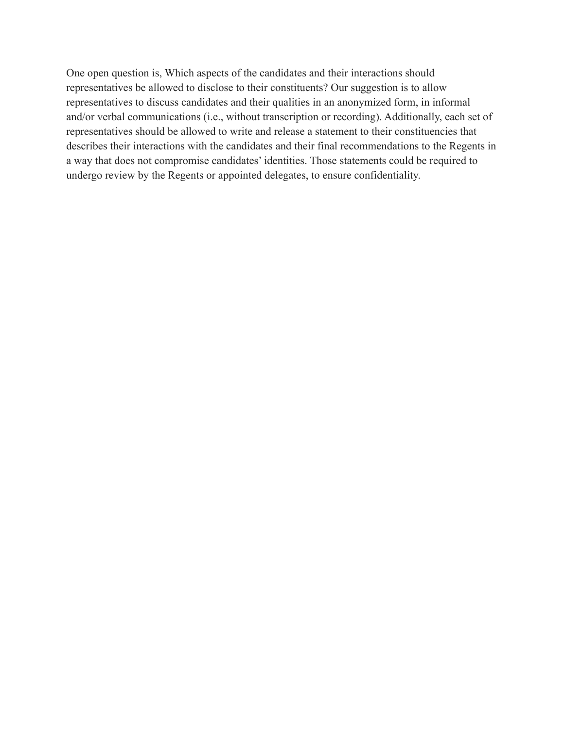One open question is, Which aspects of the candidates and their interactions should representatives be allowed to disclose to their constituents? Our suggestion is to allow representatives to discuss candidates and their qualities in an anonymized form, in informal and/or verbal communications (i.e., without transcription or recording). Additionally, each set of representatives should be allowed to write and release a statement to their constituencies that describes their interactions with the candidates and their final recommendations to the Regents in a way that does not compromise candidates' identities. Those statements could be required to undergo review by the Regents or appointed delegates, to ensure confidentiality.